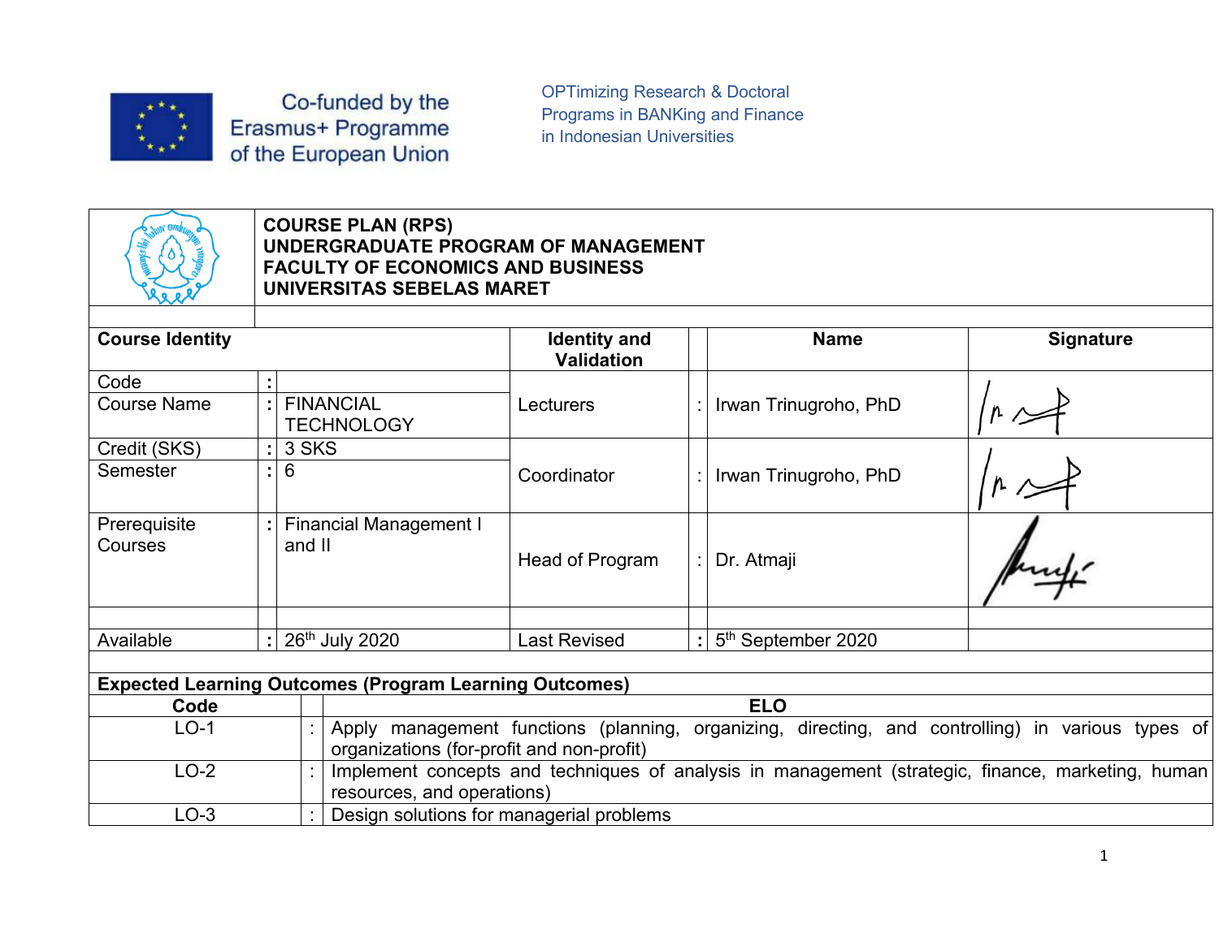Co-funded by the Erasmus+ Programme of the European Union

OPTimizing Research & Doctoral Programs in BANKing and Finance in Indonesian Universities

# COURSE PLAN (RPS)
# UNDERGRADUATE PROGRAM OF MANAGEMENT
# FACULTY OF ECONOMICS AND BUSINESS
# UNIVERSITAS SEBELAS MARET

| Course Identity | | | Identity and Validation | | Name | Signature |
|---|---|---|---|---|---|---|
| Code | : | | Lecturers | : | Irwan Trinugroho, PhD | |
| Course Name | : | FINANCIAL TECHNOLOGY | | | | |
| Credit (SKS) | : | 3 SKS | Coordinator | : | Irwan Trinugroho, PhD | |
| Semester | : | 6 | | | | |
| Prerequisite Courses | : | Financial Management I and II | Head of Program | : | Dr. Atmaji | |
| Available | : | 26th July 2020 | Last Revised | : | 5th September 2020 | |

**Expected Learning Outcomes (Program Learning Outcomes)**

| Code | | ELO |
|---|---|---|
| LO-1 | : | Apply management functions (planning, organizing, directing, and controlling) in various types of organizations (for-profit and non-profit) |
| LO-2 | : | Implement concepts and techniques of analysis in management (strategic, finance, marketing, human resources, and operations) |
| LO-3 | : | Design solutions for managerial problems |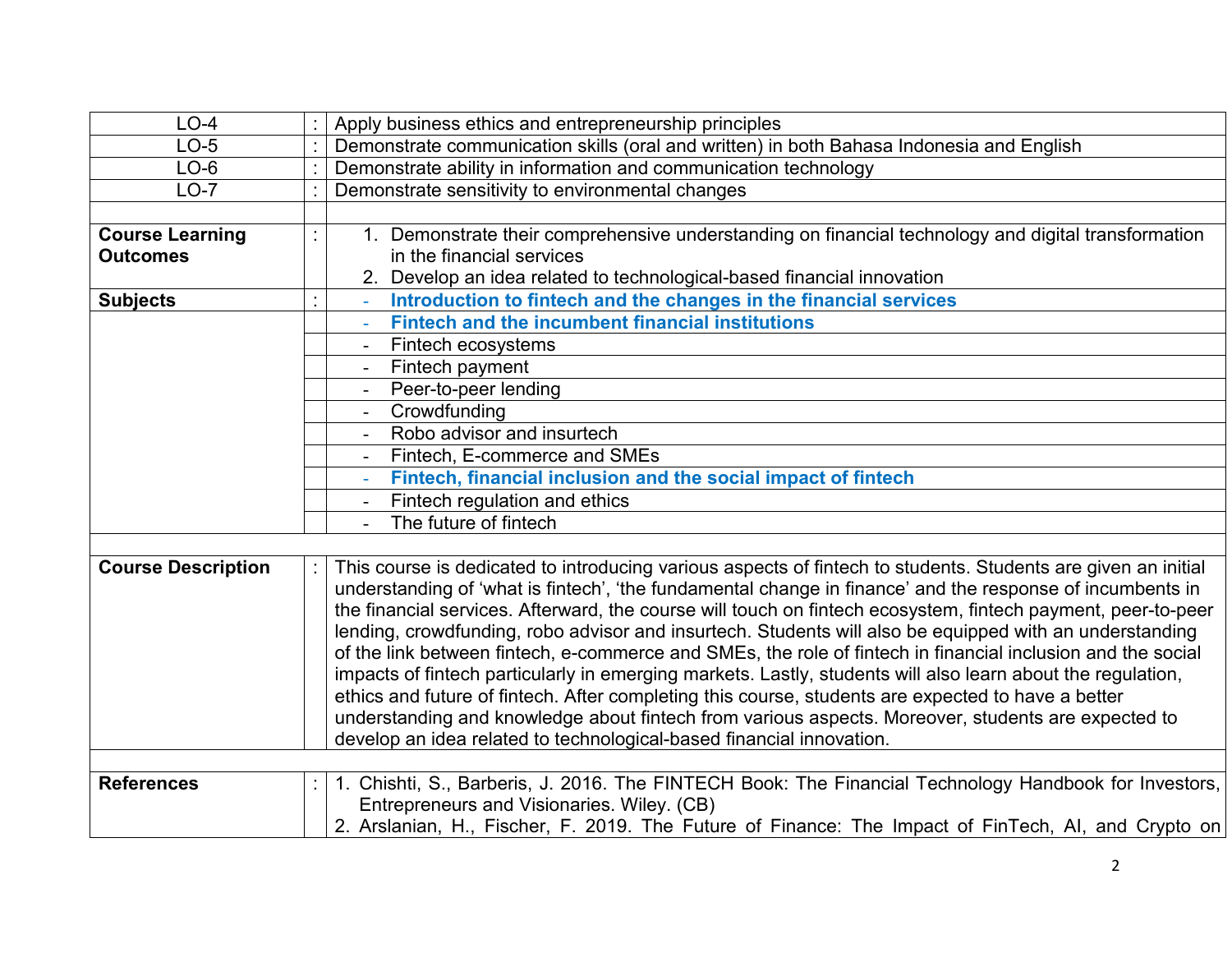| | | |
|---|---|---|
| LO-4 | : | Apply business ethics and entrepreneurship principles |
| LO-5 | : | Demonstrate communication skills (oral and written) in both Bahasa Indonesia and English |
| LO-6 | : | Demonstrate ability in information and communication technology |
| LO-7 | : | Demonstrate sensitivity to environmental changes |
| | | |
| **Course Learning Outcomes** | : | 1. Demonstrate their comprehensive understanding on financial technology and digital transformation in the financial services<br>2. Develop an idea related to technological-based financial innovation |
| **Subjects** | : | - **Introduction to fintech and the changes in the financial services** |
| | | - **Fintech and the incumbent financial institutions** |
| | | - Fintech ecosystems |
| | | - Fintech payment |
| | | - Peer-to-peer lending |
| | | - Crowdfunding |
| | | - Robo advisor and insurtech |
| | | - Fintech, E-commerce and SMEs |
| | | - **Fintech, financial inclusion and the social impact of fintech** |
| | | - Fintech regulation and ethics |
| | | - The future of fintech |
| | | |
| **Course Description** | : | This course is dedicated to introducing various aspects of fintech to students. Students are given an initial understanding of 'what is fintech', 'the fundamental change in finance' and the response of incumbents in the financial services. Afterward, the course will touch on fintech ecosystem, fintech payment, peer-to-peer lending, crowdfunding, robo advisor and insurtech. Students will also be equipped with an understanding of the link between fintech, e-commerce and SMEs, the role of fintech in financial inclusion and the social impacts of fintech particularly in emerging markets. Lastly, students will also learn about the regulation, ethics and future of fintech. After completing this course, students are expected to have a better understanding and knowledge about fintech from various aspects. Moreover, students are expected to develop an idea related to technological-based financial innovation. |
| | | |
| **References** | : | 1. Chishti, S., Barberis, J. 2016. The FINTECH Book: The Financial Technology Handbook for Investors, Entrepreneurs and Visionaries. Wiley. (CB)<br>2. Arslanian, H., Fischer, F. 2019. The Future of Finance: The Impact of FinTech, AI, and Crypto on |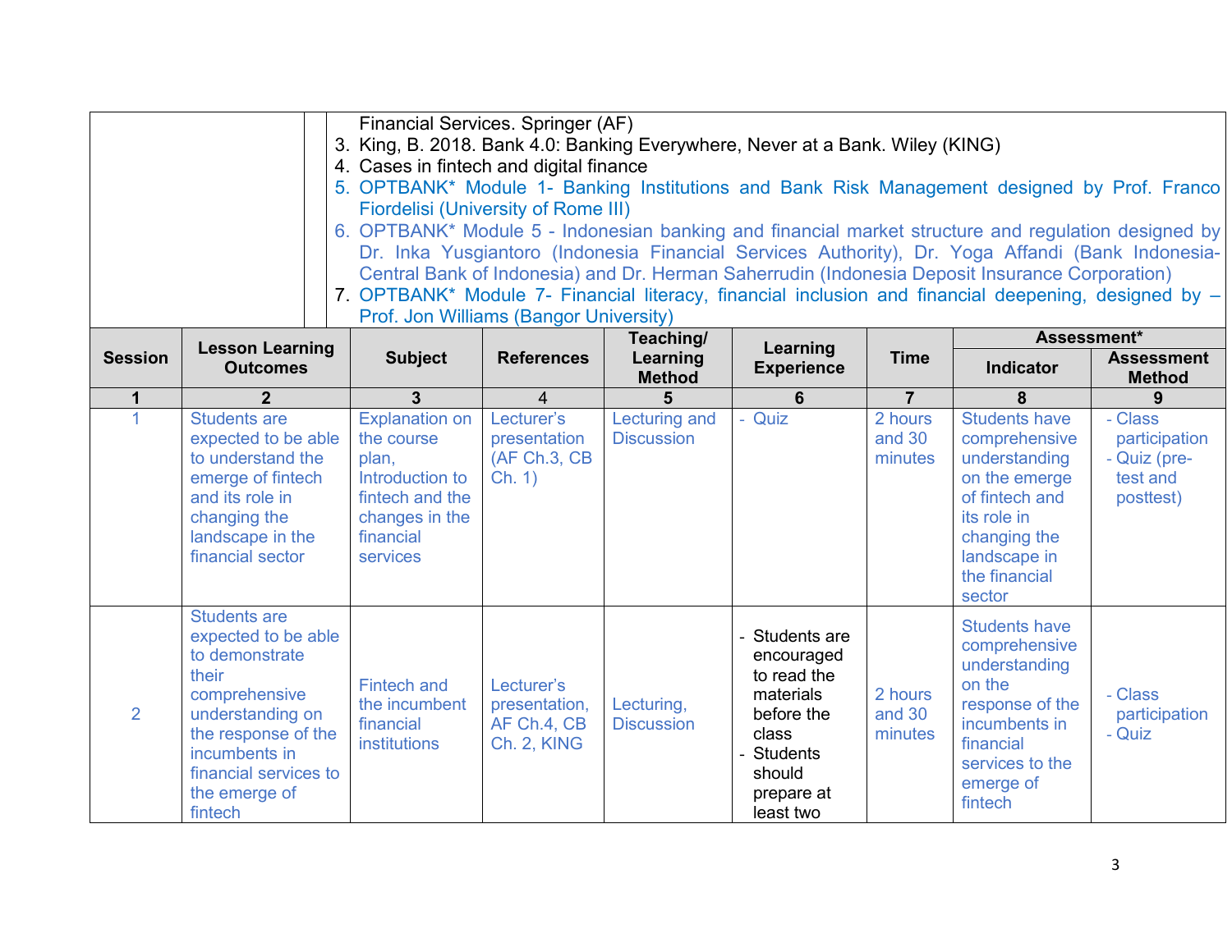Financial Services. Springer (AF)
3. King, B. 2018. Bank 4.0: Banking Everywhere, Never at a Bank. Wiley (KING)
4. Cases in fintech and digital finance
5. OPTBANK* Module 1- Banking Institutions and Bank Risk Management designed by Prof. Franco Fiordelisi (University of Rome III)
6. OPTBANK* Module 5 - Indonesian banking and financial market structure and regulation designed by Dr. Inka Yusgiantoro (Indonesia Financial Services Authority), Dr. Yoga Affandi (Bank Indonesia-Central Bank of Indonesia) and Dr. Herman Saherrudin (Indonesia Deposit Insurance Corporation)
7. OPTBANK* Module 7- Financial literacy, financial inclusion and financial deepening, designed by – Prof. Jon Williams (Bangor University)

| Session | Lesson Learning Outcomes | Subject | References | Teaching/ Learning Method | Learning Experience | Time | Assessment* | |
|---|---|---|---|---|---|---|---|---|
| | | | | | | | Indicator | Assessment Method |
| 1 | 2 | 3 | 4 | 5 | 6 | 7 | 8 | 9 |
| 1 | Students are expected to be able to understand the emerge of fintech and its role in changing the landscape in the financial sector | Explanation on the course plan, Introduction to fintech and the changes in the financial services | Lecturer's presentation (AF Ch.3, CB Ch. 1) | Lecturing and Discussion | - Quiz | 2 hours and 30 minutes | Students have comprehensive understanding on the emerge of fintech and its role in changing the landscape in the financial sector | - Class participation<br>- Quiz (pre-test and posttest) |
| 2 | Students are expected to be able to demonstrate their comprehensive understanding on the response of the incumbents in financial services to the emerge of fintech | Fintech and the incumbent financial institutions | Lecturer's presentation, AF Ch.4, CB Ch. 2, KING | Lecturing, Discussion | - Students are encouraged to read the materials before the class<br>- Students should prepare at least two | 2 hours and 30 minutes | Students have comprehensive understanding on the response of the incumbents in financial services to the emerge of fintech | - Class participation<br>- Quiz |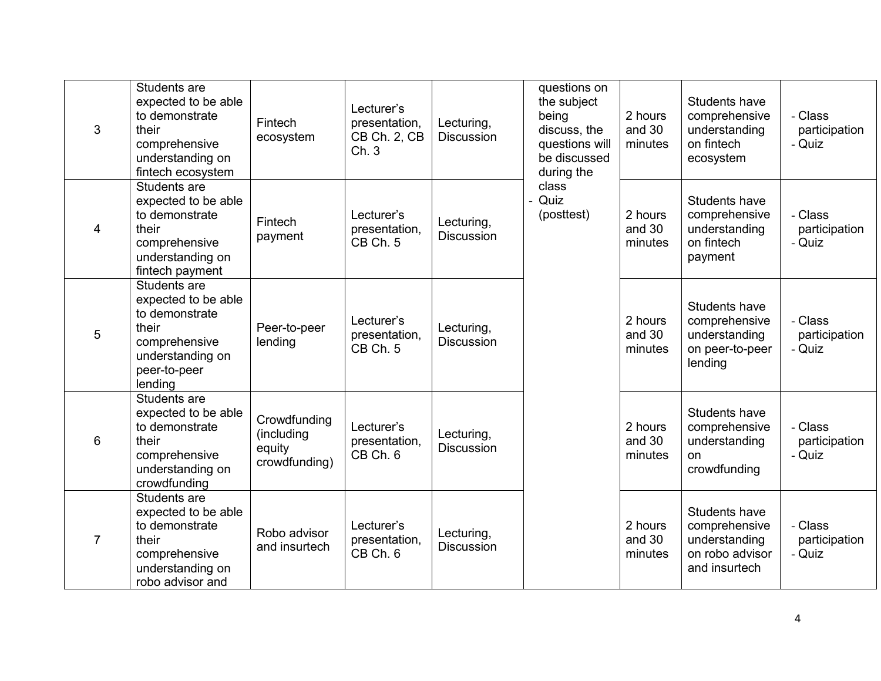| 3 | Students are expected to be able to demonstrate their comprehensive understanding on fintech ecosystem | Fintech ecosystem | Lecturer's presentation, CB Ch. 2, CB Ch. 3 | Lecturing, Discussion | questions on the subject being discuss, the questions will be discussed during the class<br>- Quiz (posttest) | 2 hours and 30 minutes | Students have comprehensive understanding on fintech ecosystem | - Class participation<br>- Quiz |
|---|---|---|---|---|---|---|---|---|
| 4 | Students are expected to be able to demonstrate their comprehensive understanding on fintech payment | Fintech payment | Lecturer's presentation, CB Ch. 5 | Lecturing, Discussion | | 2 hours and 30 minutes | Students have comprehensive understanding on fintech payment | - Class participation<br>- Quiz |
| 5 | Students are expected to be able to demonstrate their comprehensive understanding on peer-to-peer lending | Peer-to-peer lending | Lecturer's presentation, CB Ch. 5 | Lecturing, Discussion | | 2 hours and 30 minutes | Students have comprehensive understanding on peer-to-peer lending | - Class participation<br>- Quiz |
| 6 | Students are expected to be able to demonstrate their comprehensive understanding on crowdfunding | Crowdfunding (including equity crowdfunding) | Lecturer's presentation, CB Ch. 6 | Lecturing, Discussion | | 2 hours and 30 minutes | Students have comprehensive understanding on crowdfunding | - Class participation<br>- Quiz |
| 7 | Students are expected to be able to demonstrate their comprehensive understanding on robo advisor and | Robo advisor and insurtech | Lecturer's presentation, CB Ch. 6 | Lecturing, Discussion | | 2 hours and 30 minutes | Students have comprehensive understanding on robo advisor and insurtech | - Class participation<br>- Quiz |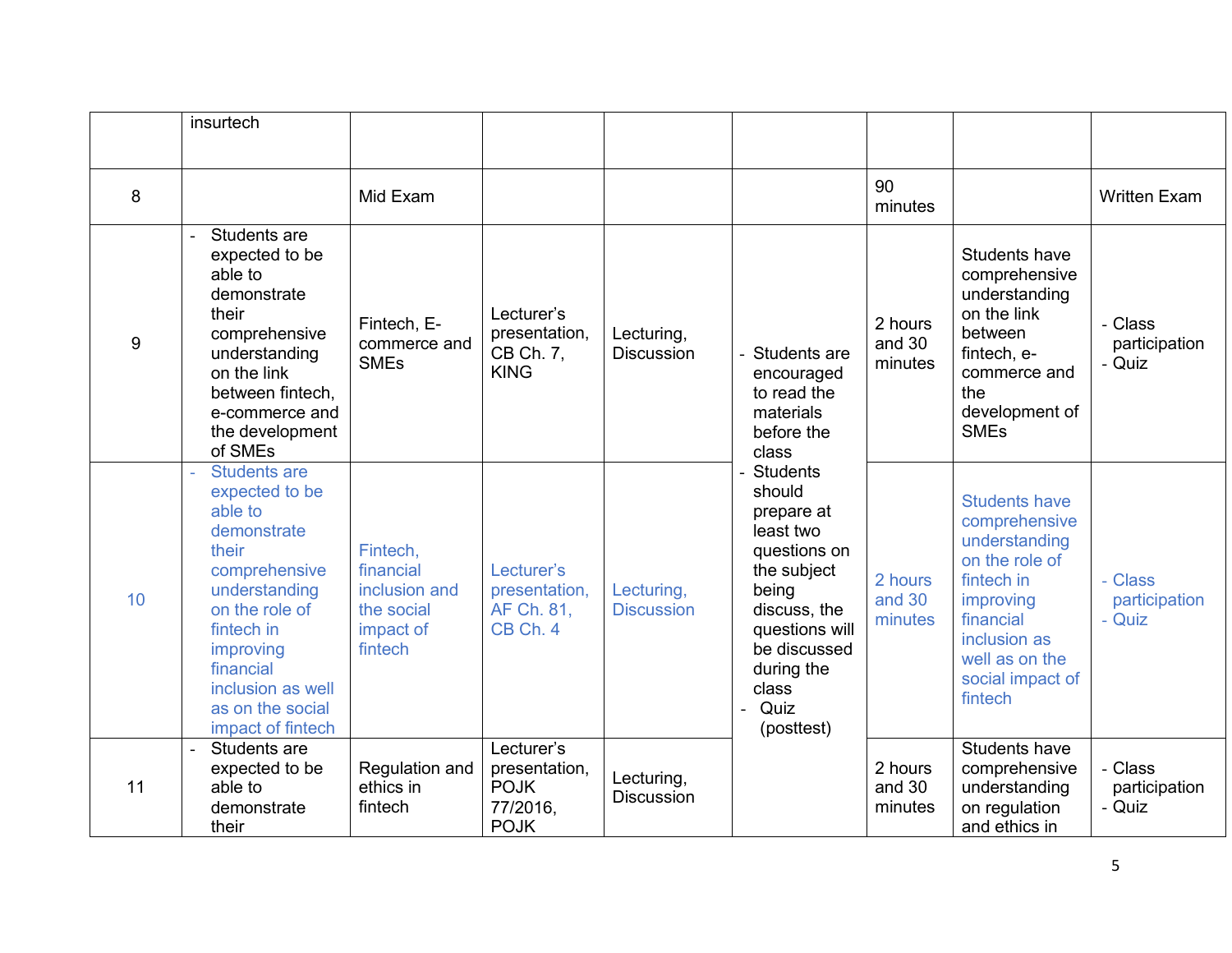| | | | | | | | | |
|---|---|---|---|---|---|---|---|---|
| | insurtech | | | | | | | |
| 8 | | Mid Exam | | | | 90 minutes | | Written Exam |
| 9 | - Students are expected to be able to demonstrate their comprehensive understanding on the link between fintech, e-commerce and the development of SMEs | Fintech, E-commerce and SMEs | Lecturer's presentation, CB Ch. 7, KING | Lecturing, Discussion | - Students are encouraged to read the materials before the class<br>- Students should prepare at least two questions on the subject being discuss, the questions will be discussed during the class<br>- Quiz (posttest) | 2 hours and 30 minutes | Students have comprehensive understanding on the link between fintech, e-commerce and the development of SMEs | - Class participation<br>- Quiz |
| 10 | - Students are expected to be able to demonstrate their comprehensive understanding on the role of fintech in improving financial inclusion as well as on the social impact of fintech | Fintech, financial inclusion and the social impact of fintech | Lecturer's presentation, AF Ch. 81, CB Ch. 4 | Lecturing, Discussion | | 2 hours and 30 minutes | Students have comprehensive understanding on the role of fintech in improving financial inclusion as well as on the social impact of fintech | - Class participation<br>- Quiz |
| 11 | - Students are expected to be able to demonstrate their | Regulation and ethics in fintech | Lecturer's presentation, POJK 77/2016, POJK | Lecturing, Discussion | | 2 hours and 30 minutes | Students have comprehensive understanding on regulation and ethics in | - Class participation<br>- Quiz |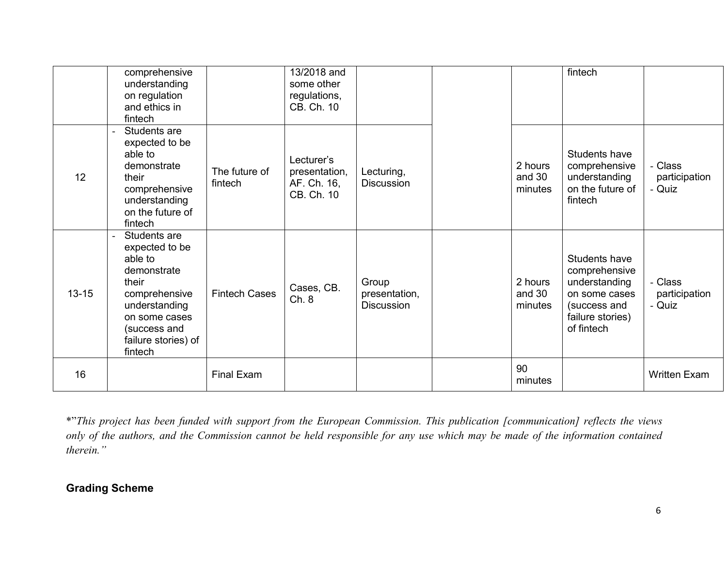| | | | | | | | | |
|---|---|---|---|---|---|---|---|---|
| | comprehensive understanding on regulation and ethics in fintech | | 13/2018 and some other regulations, CB. Ch. 10 | | | | fintech | |
| 12 | - Students are expected to be able to demonstrate their comprehensive understanding on the future of fintech | The future of fintech | Lecturer's presentation, AF. Ch. 16, CB. Ch. 10 | Lecturing, Discussion | | 2 hours and 30 minutes | Students have comprehensive understanding on the future of fintech | - Class participation<br>- Quiz |
| 13-15 | - Students are expected to be able to demonstrate their comprehensive understanding on some cases (success and failure stories) of fintech | Fintech Cases | Cases, CB. Ch. 8 | Group presentation, Discussion | | 2 hours and 30 minutes | Students have comprehensive understanding on some cases (success and failure stories) of fintech | - Class participation<br>- Quiz |
| 16 | | Final Exam | | | | 90 minutes | | Written Exam |

*"*This project has been funded with support from the European Commission. This publication [communication] reflects the views only of the authors, and the Commission cannot be held responsible for any use which may be made of the information contained therein."*

**Grading Scheme**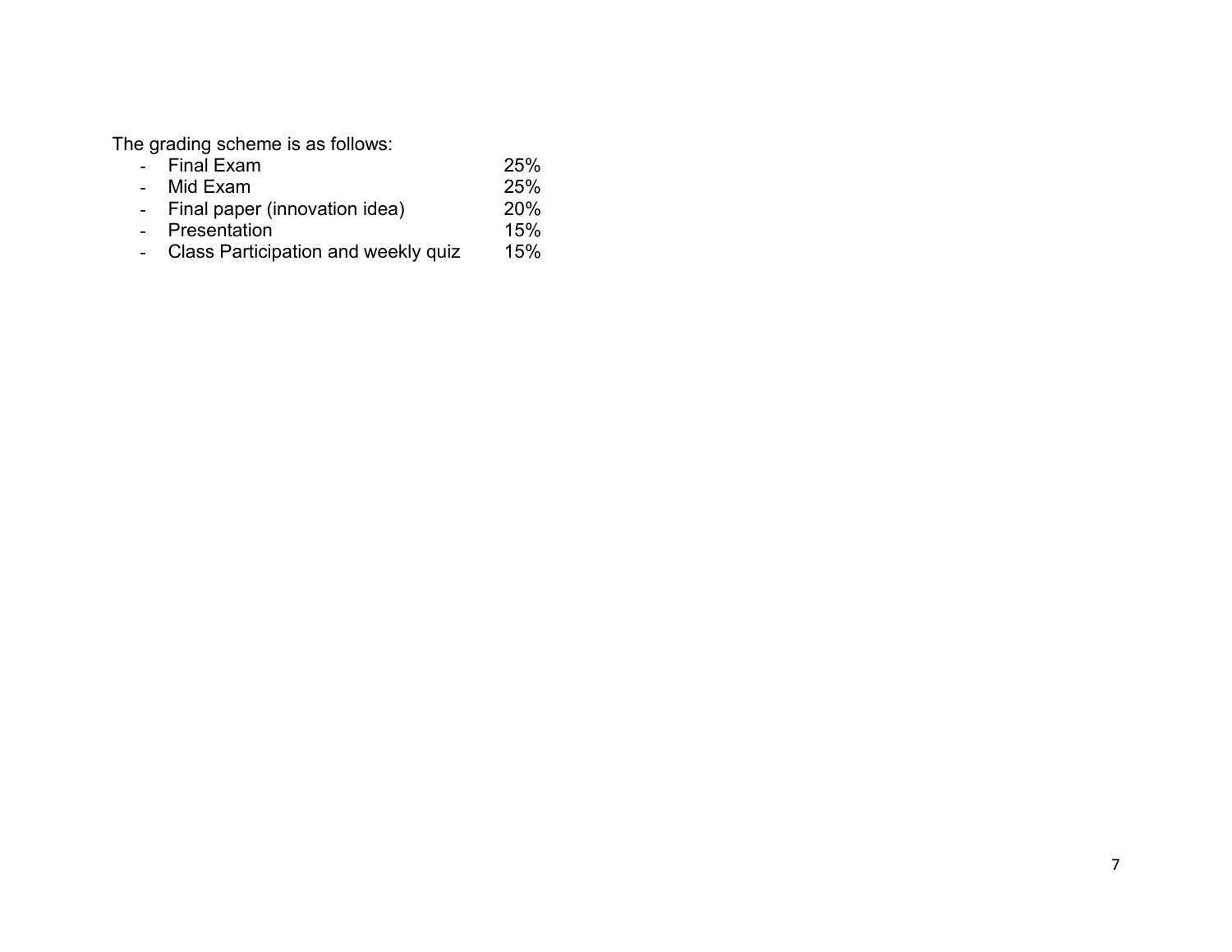The grading scheme is as follows:

- Final Exam 25%
- Mid Exam 25%
- Final paper (innovation idea) 20%
- Presentation 15%
- Class Participation and weekly quiz 15%